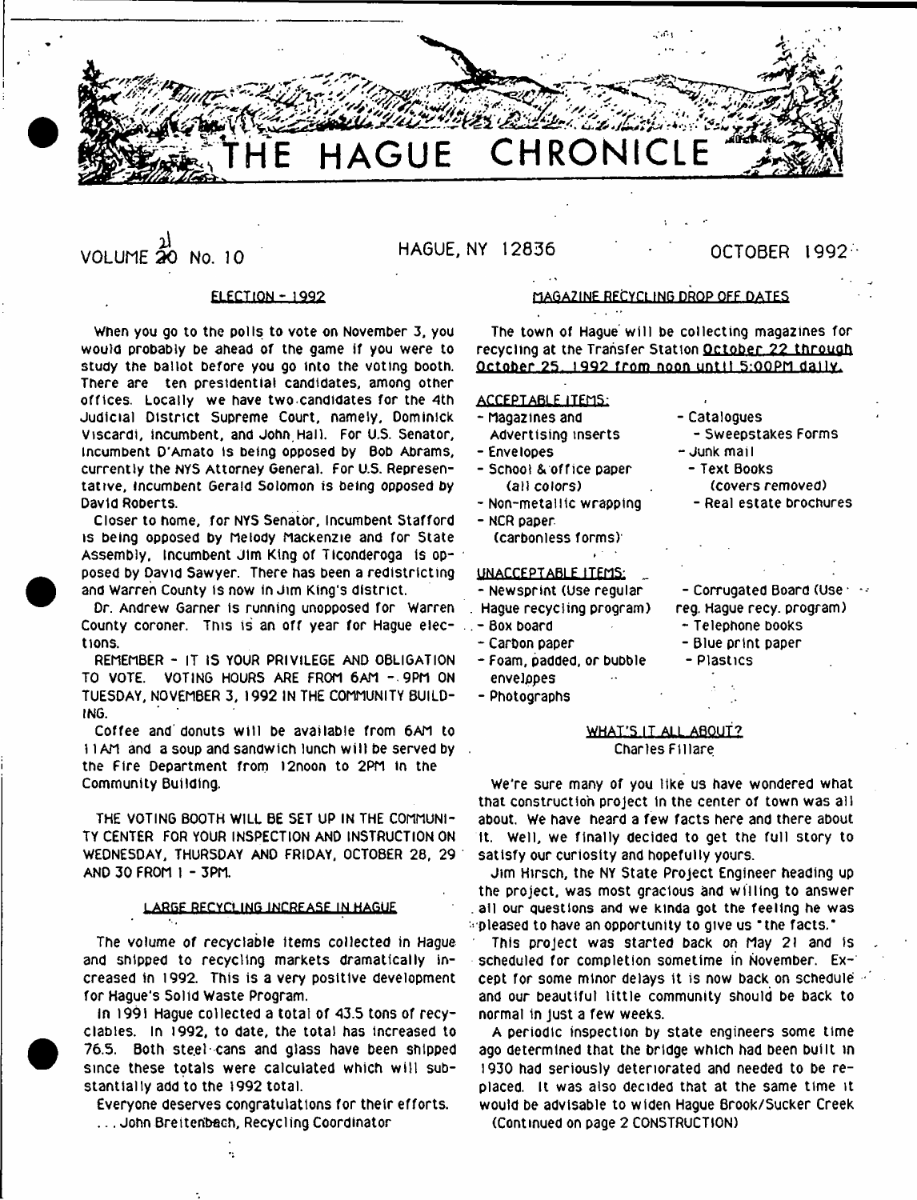# THE HAGUE CHRONICLE

VOLUME 21 No. 10 HAGUE, NY 12836 OCTOBER 1992

## ELECTION - 1992

When you go to the polls to vote on November 3, you would probably be ahead of the game if you were to study the ballot before you go into the voting booth. There are ten presidential candidates, among other offices. Locally we have two candidates for the 4th Judicial District Supreme Court, namely, Dominick Viscardi, incumbent, and John Hall. For U.S. Senator, Incumbent D'Amato is being opposed by Bob Abrams, currently the NYS Attorney General. For U.S. Representative, incumbent Gerald Solomon is being opposed by David Roberts.

Closer to home, for NYS Senator, Incumbent Stafford is being opposed by Melody Mackenzie and for State Assembly, Incumbent Jim King of Ticonderoga is opposed by David Sawyer. There has been a redistricting and Warren County is now in Jim King's district.

Dr. Andrew Garner is running unopposed for Warren County coroner. This is an off year for Hague elections.

REMEMBER - IT IS YOUR PRIVILEGE AND OBLIGATION TO VOTE. VOTING HOURS ARE FROM 6AM - 9PM ON TUESDAY, NOVEMBER 3, 1992 IN THE COMMUNITY BUILDING.

Coffee and donuts will be available from 6AM to 11AM and a soup and sandwich lunch will be served by the Fire Department from 12noon to 2PM in the Community Building.

THE VOTING BOOTH WILL BE SET UP IN THE COMMUNITY CENTER FOR YOUR INSPECTION AND INSTRUCTION ON WEDNESDAY, THURSDAY AND FRIDAY, OCTOBER 28, 29 AND 30 FROM 1 - 3PM.

## LARGE RECYCLING INCREASE IN HAGUE

The volume of recyclable items collected in Hague and shipped to recycling markets dramatically increased in 1992. This is a very positive development for Hague's Solid Waste Program.

In 1991 Hague collected a total of 43.5 tons of recyclables. In 1992, to date, the total has increased to 76.5. Both steel cans and glass have been shipped since these totals were calculated which will substantially add to the 1992 total.

Everyone deserves congratulations for their efforts.

... John Breitenbach, Recycling Coordinator

## MAGAZINE RECYCLING DROP OFF DATES

The town of Hague will be collecting magazines for recycling at the Transfer Station October 22 through October 25, 1992 from noon until 5:00PM daily.

ACCEPTABLE ITEMS:

- Magazines and Advertising inserts
- Envelopes
- School & office paper (all colors)
- Non-metallic wrapping
- NCR paper (carbonless forms)
- Catalogues
- Sweepstakes Forms
- Junk mail
- Text Books (covers removed)
- Real estate brochures

UNACCEPTABLE ITEMS:

- Newsprint (Use regular Hague recycling program)
- Box board
- Carbon paper
- Foam, padded, or bubble envelopes
- Photographs
- Corrugated Board (Use reg. Hague recy. program)
- Telephone books
- Blue print paper
- Plastics

## WHAT'S IT ALL ABOUT?

Charles Fillare

We're sure many of you like us have wondered what that construction project in the center of town was all about. We have heard a few facts here and there about it. Well, we finally decided to get the full story to satisfy our curiosity and hopefully yours.

Jim Hirsch, the NY State Project Engineer heading up the project, was most gracious and willing to answer all our questions and we kinda got the feeling he was pleased to have an opportunity to give us "the facts."

This project was started back on May 21 and is scheduled for completion sometime in November. Except for some minor delays it is now back on schedule and our beautiful little community should be back to normal in just a few weeks.

A periodic inspection by state engineers some time ago determined that the bridge which had been built in 1930 had seriously deteriorated and needed to be replaced. It was also decided that at the same time it would be advisable to widen Hague Brook/Sucker Creek

(Continued on page 2 CONSTRUCTION)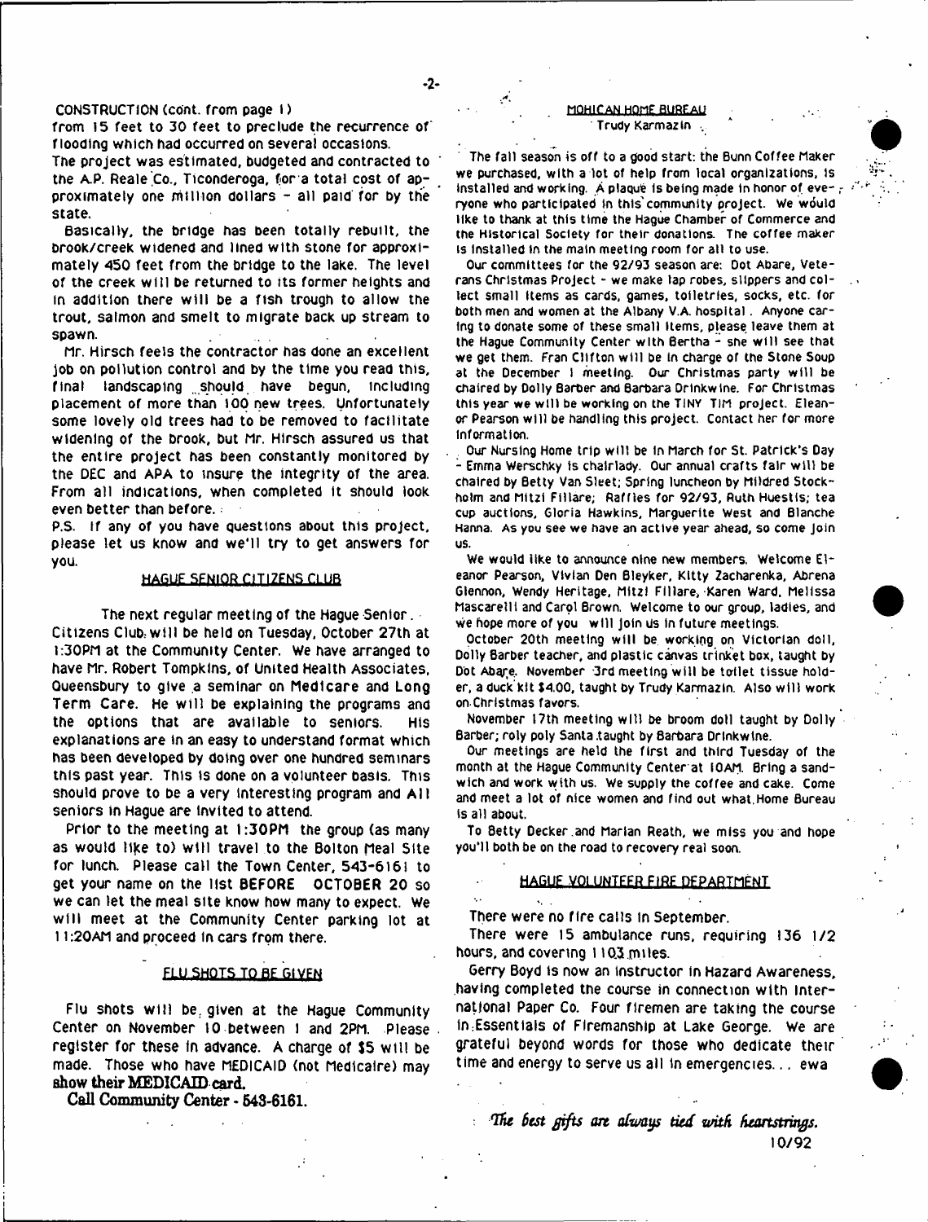CONSTRUCTION (cont. from page 1)

from 15 feet to 30 feet to preclude the recurrence of flooding which had occurred on several occasions.

The project was estimated, budgeted and contracted to the A.P. Reale Co., Ticonderoga, for a total cost of approximately one million dollars - all paid for by the state.

Basically, the bridge has been totally rebuilt, the brook/creek widened and lined with stone for approximately 450 feet from the bridge to the lake. The level of the creek will be returned to its former heights and in addition there will be a fish trough to allow the trout, salmon and smelt to migrate back up stream to spawn.

Mr. Hirsch feels the contractor has done an excellent job on pollution control and by the time you read this, final landscaping should have begun, including placement of more than 100 new trees. Unfortunately some lovely old trees had to be removed to facilitate widening of the brook, but Mr. Hirsch assured us that the entire project has been constantly monitored by the DEC and APA to insure the integrity of the area. From all indications, when completed it should look even better than before.

P.S. If any of you have questions about this project, please let us know and we'll try to get answers for you.

## HAGUE SENIOR CITIZENS CLUB

The next regular meeting of the Hague Senior Citizens Club will be held on Tuesday, October 27th at 1:30PM at the Community Center. We have arranged to have Mr. Robert Tompkins, of United Health Associates, Queensbury to give a seminar on Medicare and Long Term Care. He will be explaining the programs and the options that are available to seniors. His explanations are in an easy to understand format which has been developed by doing over one hundred seminars this past year. This is done on a volunteer basis. This should prove to be a very interesting program and All seniors in Hague are invited to attend.

Prior to the meeting at 1:30PM the group (as many as would like to) will travel to the Bolton Meal Site for lunch. Please call the Town Center, 543-6161 to get your name on the list BEFORE OCTOBER 20 so we can let the meal site know how many to expect. We will meet at the Community Center parking lot at 11:20AM and proceed in cars from there.

## FLU SHOTS TO BE GIVEN

Flu shots will be given at the Hague Community Center on November 10 between 1 and 2PM. Please register for these in advance. A charge of $5 will be made. Those who have MEDICAID (not Medicaire) may **show their MEDICAID card.**

**Call Community Center - 543-6161.**

## MOHICAN HOME BUREAU

Trudy Karmazin

The fall season is off to a good start: the Bunn Coffee Maker we purchased, with a lot of help from local organizations, is installed and working. A plaque is being made in honor of everyone who participated in this community project. We would like to thank at this time the Hague Chamber of Commerce and the Historical Society for their donations. The coffee maker is installed in the main meeting room for all to use.

Our committees for the 92/93 season are: Dot Abare, Veterans Christmas Project - we make lap robes, slippers and collect small items as cards, games, toiletries, socks, etc. for both men and women at the Albany V.A. hospital. Anyone caring to donate some of these small items, please leave them at the Hague Community Center with Bertha - she will see that we get them. Fran Clifton will be in charge of the Stone Soup at the December 1 meeting. Our Christmas party will be chaired by Dolly Barber and Barbara Drinkwine. For Christmas this year we will be working on the TINY TIM project. Eleanor Pearson will be handling this project. Contact her for more information.

Our Nursing Home trip will be in March for St. Patrick's Day - Emma Werschky is chairlady. Our annual crafts fair will be chaired by Betty Van Sleet; Spring luncheon by Mildred Stockholm and Mitzi Fillare; Raffles for 92/93, Ruth Huestis; tea cup auctions, Gloria Hawkins, Marguerite West and Blanche Hanna. As you see we have an active year ahead, so come join us.

We would like to announce nine new members. Welcome Eleanor Pearson, Vivian Den Bleyker, Kitty Zacharenka, Abrena Glennon, Wendy Heritage, Mitzi Fillare, Karen Ward, Melissa Mascarelli and Carol Brown. Welcome to our group, ladies, and we hope more of you will join us in future meetings.

October 20th meeting will be working on Victorian doll, Dolly Barber teacher, and plastic canvas trinket box, taught by Dot Abare. November 3rd meeting will be toilet tissue holder, a duck kit $4.00, taught by Trudy Karmazin. Also will work on Christmas favors.

November 17th meeting will be broom doll taught by Dolly Barber; roly poly Santa taught by Barbara Drinkwine.

Our meetings are held the first and third Tuesday of the month at the Hague Community Center at 10AM. Bring a sandwich and work with us. We supply the coffee and cake. Come and meet a lot of nice women and find out what Home Bureau is all about.

To Betty Decker and Marian Reath, we miss you and hope you'll both be on the road to recovery real soon.

## HAGUE VOLUNTEER FIRE DEPARTMENT

There were no fire calls in September.

There were 15 ambulance runs, requiring 136 1/2 hours, and covering 1103 miles.

Gerry Boyd is now an instructor in Hazard Awareness, having completed the course in connection with International Paper Co. Four firemen are taking the course in Essentials of Firemanship at Lake George. We are grateful beyond words for those who dedicate their time and energy to serve us all in emergencies... ewa

*The best gifts are always tied with heartstrings.*

10/92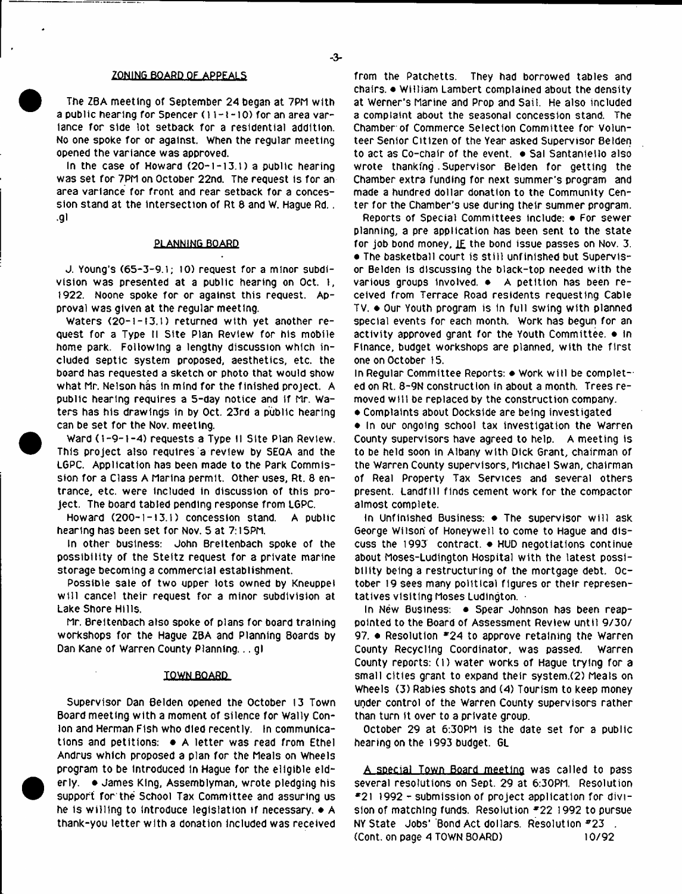## ZONING BOARD OF APPEALS

The ZBA meeting of September 24 began at 7PM with a public hearing for Spencer (11-1-10) for an area variance for side lot setback for a residential addition. No one spoke for or against. When the regular meeting opened the variance was approved.

In the case of Howard (20-1-13.1) a public hearing was set for 7PM on October 22nd. The request is for an area variance for front and rear setback for a concession stand at the intersection of Rt 8 and W. Hague Rd. . .gl

## PLANNING BOARD

J. Young's (65-3-9.1; 10) request for a minor subdivision was presented at a public hearing on Oct. 1, 1922. Noone spoke for or against this request. Approval was given at the regular meeting.

Waters (20-1-13.1) returned with yet another request for a Type II Site Plan Review for his mobile home park. Following a lengthy discussion which included septic system proposed, aesthetics, etc. the board has requested a sketch or photo that would show what Mr. Nelson has in mind for the finished project. A public hearing requires a 5-day notice and if Mr. Waters has his drawings in by Oct. 23rd a public hearing can be set for the Nov. meeting.

Ward (1-9-1-4) requests a Type II Site Plan Review. This project also requires a review by SEQA and the LGPC. Application has been made to the Park Commission for a Class A Marina permit. Other uses, Rt. 8 entrance, etc. were included in discussion of this project. The board tabled pending response from LGPC.

Howard (200-1-13.1) concession stand. A public hearing has been set for Nov. 5 at 7:15PM.

In other business: John Breitenbach spoke of the possibility of the Steitz request for a private marine storage becoming a commercial establishment.

Possible sale of two upper lots owned by Kneuppel will cancel their request for a minor subdivision at Lake Shore Hills.

Mr. Breitenbach also spoke of plans for board training workshops for the Hague ZBA and Planning Boards by Dan Kane of Warren County Planning. . . gl

## TOWN BOARD

Supervisor Dan Belden opened the October 13 Town Board meeting with a moment of silence for Wally Conlon and Herman Fish who died recently. In communications and petitions: • A letter was read from Ethel Andrus which proposed a plan for the Meals on Wheels program to be introduced in Hague for the eligible elderly. • James King, Assemblyman, wrote pledging his support for the School Tax Committee and assuring us he is willing to introduce legislation if necessary. • A thank-you letter with a donation included was received from the Patchetts. They had borrowed tables and chairs. • William Lambert complained about the density at Werner's Marine and Prop and Sail. He also included a complaint about the seasonal concession stand. The Chamber of Commerce Selection Committee for Volunteer Senior Citizen of the Year asked Supervisor Belden to act as Co-chair of the event. • Sal Santaniello also wrote thanking Supervisor Belden for getting the Chamber extra funding for next summer's program and made a hundred dollar donation to the Community Center for the Chamber's use during their summer program.

Reports of Special Committees include: • For sewer planning, a pre application has been sent to the state for job bond money, IF the bond issue passes on Nov. 3. • The basketball court is still unfinished but Supervisor Belden is discussing the black-top needed with the various groups involved. • A petition has been received from Terrace Road residents requesting Cable TV. • Our Youth program is in full swing with planned special events for each month. Work has begun for an activity approved grant for the Youth Committee. • In Finance, budget workshops are planned, with the first one on October 15.

In Regular Committee Reports: • Work will be completed on Rt. 8-9N construction in about a month. Trees removed will be replaced by the construction company.

• Complaints about Dockside are being investigated

• In our ongoing school tax investigation the Warren County supervisors have agreed to help. A meeting is to be held soon in Albany with Dick Grant, chairman of the Warren County supervisors, Michael Swan, chairman of Real Property Tax Services and several others present. Landfill finds cement work for the compactor almost complete.

In Unfinished Business: • The supervisor will ask George Wilson of Honeywell to come to Hague and discuss the 1993 contract. • HUD negotiations continue about Moses-Ludington Hospital with the latest possibility being a restructuring of the mortgage debt. October 19 sees many political figures or their representatives visiting Moses Ludington.

In New Business: • Spear Johnson has been reappointed to the Board of Assessment Review until 9/30/97. • Resolution #24 to approve retaining the Warren County Recycling Coordinator, was passed. Warren County reports: (1) water works of Hague trying for a small cities grant to expand their system.(2) Meals on Wheels (3) Rabies shots and (4) Tourism to keep money under control of the Warren County supervisors rather than turn it over to a private group.

October 29 at 6:30PM is the date set for a public hearing on the 1993 budget. GL

A special Town Board meeting was called to pass several resolutions on Sept. 29 at 6:30PM. Resolution #21 1992 - submission of project application for division of matching funds. Resolution #22 1992 to pursue NY State Jobs' Bond Act dollars. Resolution #23 .
(Cont. on page 4 TOWN BOARD)

10/92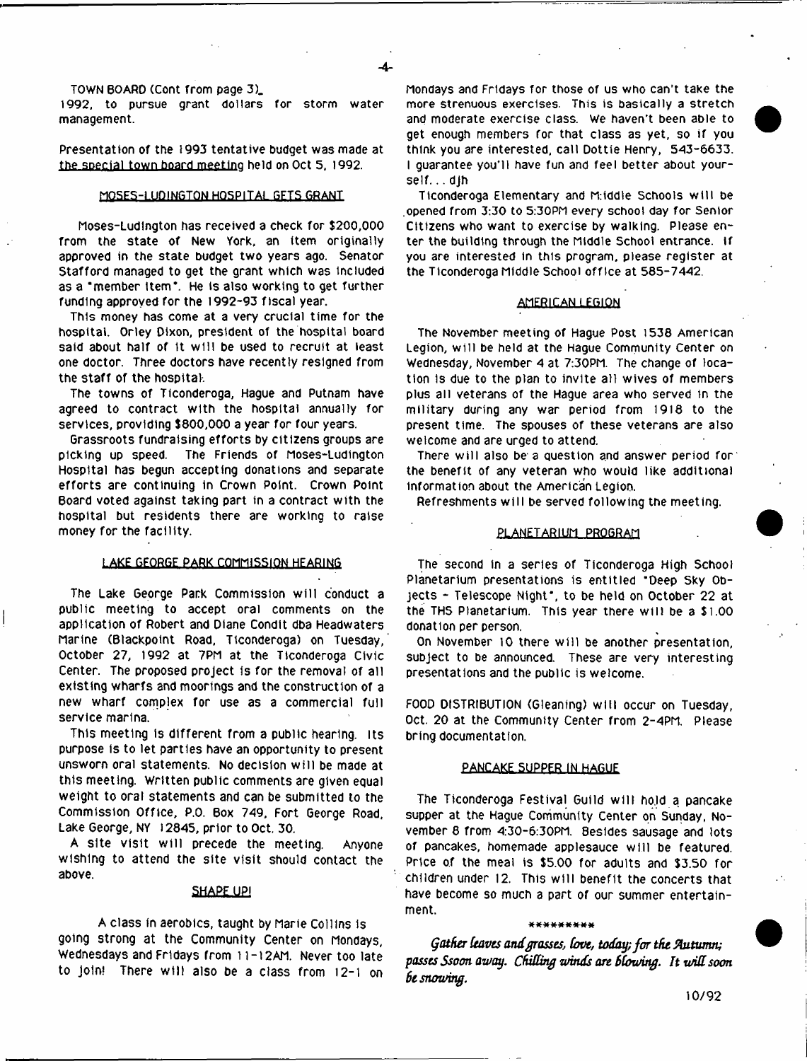TOWN BOARD (Cont from page 3)

1992, to pursue grant dollars for storm water management.

Presentation of the 1993 tentative budget was made at the special town board meeting held on Oct 5, 1992.

## MOSES-LUDINGTON HOSPITAL GETS GRANT

Moses-Ludington has received a check for $200,000 from the state of New York, an item originally approved in the state budget two years ago. Senator Stafford managed to get the grant which was included as a "member item". He is also working to get further funding approved for the 1992-93 fiscal year.

This money has come at a very crucial time for the hospital. Orley Dixon, president of the hospital board said about half of it will be used to recruit at least one doctor. Three doctors have recently resigned from the staff of the hospital.

The towns of Ticonderoga, Hague and Putnam have agreed to contract with the hospital annually for services, providing $800,000 a year for four years.

Grassroots fundraising efforts by citizens groups are picking up speed. The Friends of Moses-Ludington Hospital has begun accepting donations and separate efforts are continuing in Crown Point. Crown Point Board voted against taking part in a contract with the hospital but residents there are working to raise money for the facility.

## LAKE GEORGE PARK COMMISSION HEARING

The Lake George Park Commission will conduct a public meeting to accept oral comments on the application of Robert and Diane Condit dba Headwaters Marine (Blackpoint Road, Ticonderoga) on Tuesday, October 27, 1992 at 7PM at the Ticonderoga Civic Center. The proposed project is for the removal of all existing wharfs and moorings and the construction of a new wharf complex for use as a commercial full service marina.

This meeting is different from a public hearing. Its purpose is to let parties have an opportunity to present unsworn oral statements. No decision will be made at this meeting. Written public comments are given equal weight to oral statements and can be submitted to the Commission Office, P.O. Box 749, Fort George Road, Lake George, NY 12845, prior to Oct. 30.

A site visit will precede the meeting. Anyone wishing to attend the site visit should contact the above.

## SHAPE UP!

A class in aerobics, taught by Marie Collins is going strong at the Community Center on Mondays, Wednesdays and Fridays from 11-12AM. Never too late to join! There will also be a class from 12-1 on Mondays and Fridays for those of us who can't take the more strenuous exercises. This is basically a stretch and moderate exercise class. We haven't been able to get enough members for that class as yet, so if you think you are interested, call Dottie Henry, 543-6633. I guarantee you'll have fun and feel better about yourself... djh

Ticonderoga Elementary and Middle Schools will be opened from 3:30 to 5:30PM every school day for Senior Citizens who want to exercise by walking. Please enter the building through the Middle School entrance. If you are interested in this program, please register at the Ticonderoga Middle School office at 585-7442.

## AMERICAN LEGION

The November meeting of Hague Post 1538 American Legion, will be held at the Hague Community Center on Wednesday, November 4 at 7:30PM. The change of location is due to the plan to invite all wives of members plus all veterans of the Hague area who served in the military during any war period from 1918 to the present time. The spouses of these veterans are also welcome and are urged to attend.

There will also be a question and answer period for the benefit of any veteran who would like additional information about the American Legion.

Refreshments will be served following the meeting.

## PLANETARIUM PROGRAM

The second in a series of Ticonderoga High School Planetarium presentations is entitled "Deep Sky Objects - Telescope Night", to be held on October 22 at the THS Planetarium. This year there will be a $1.00 donation per person.

On November 10 there will be another presentation, subject to be announced. These are very interesting presentations and the public is welcome.

FOOD DISTRIBUTION (Gleaning) will occur on Tuesday, Oct. 20 at the Community Center from 2-4PM. Please bring documentation.

## PANCAKE SUPPER IN HAGUE

The Ticonderoga Festival Guild will hold a pancake supper at the Hague Community Center on Sunday, November 8 from 4:30-6:30PM. Besides sausage and lots of pancakes, homemade applesauce will be featured. Price of the meal is $5.00 for adults and $3.50 for children under 12. This will benefit the concerts that have become so much a part of our summer entertainment.

\*\*\*\*\*\*\*\*\*

*Gather leaves and grasses, love, today; for the Autumn; passes Ssoon away. Chilling winds are blowing. It will soon be snowing.*

10/92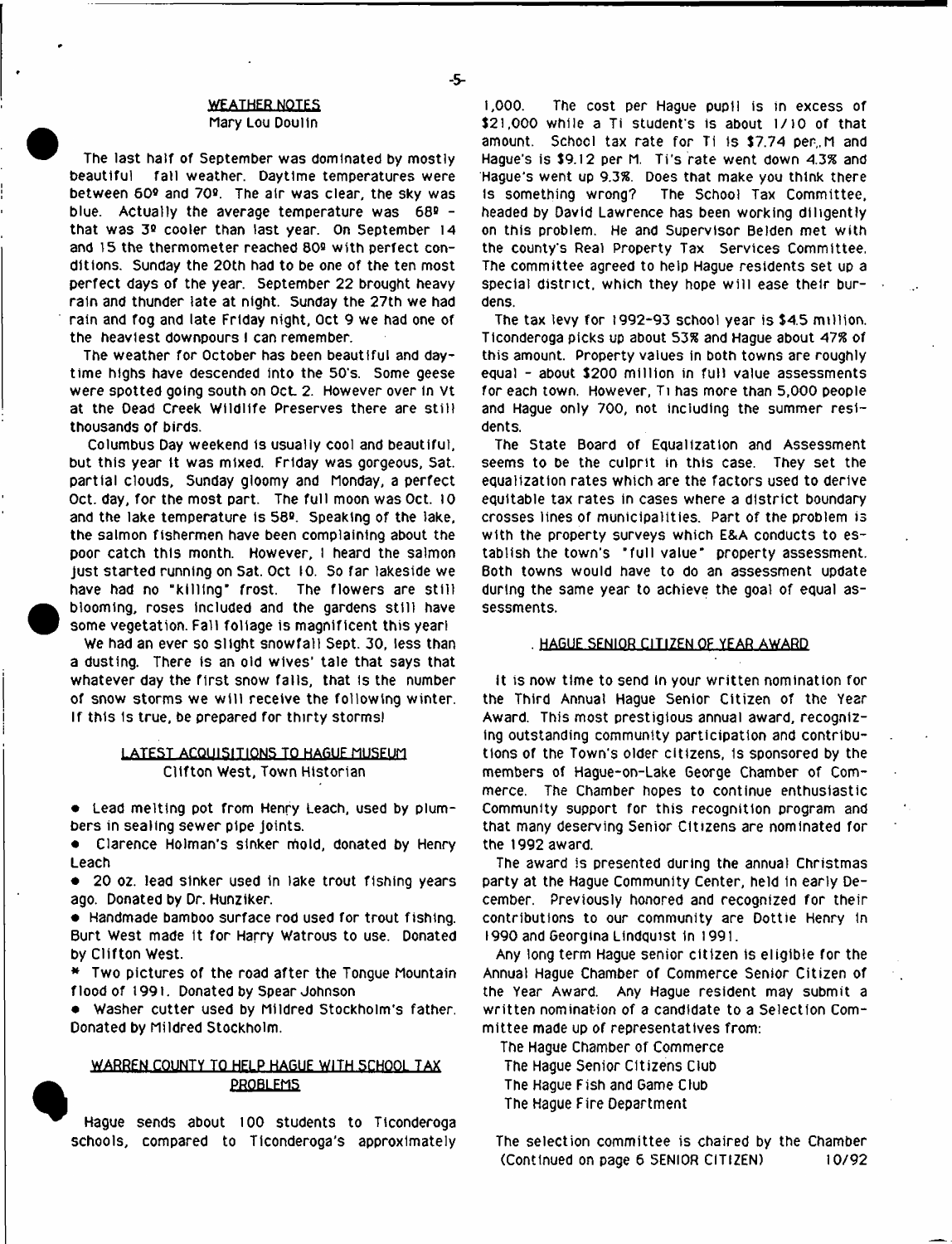## WEATHER NOTES

Mary Lou Doulin

The last half of September was dominated by mostly beautiful fall weather. Daytime temperatures were between 60º and 70º. The air was clear, the sky was blue. Actually the average temperature was 68º - that was 3º cooler than last year. On September 14 and 15 the thermometer reached 80º with perfect conditions. Sunday the 20th had to be one of the ten most perfect days of the year. September 22 brought heavy rain and thunder late at night. Sunday the 27th we had rain and fog and late Friday night, Oct 9 we had one of the heaviest downpours I can remember.

The weather for October has been beautiful and daytime highs have descended into the 50's. Some geese were spotted going south on Oct. 2. However over in Vt at the Dead Creek Wildlife Preserves there are still thousands of birds.

Columbus Day weekend is usually cool and beautiful, but this year it was mixed. Friday was gorgeous, Sat. partial clouds, Sunday gloomy and Monday, a perfect Oct. day, for the most part. The full moon was Oct. 10 and the lake temperature is 58º. Speaking of the lake, the salmon fishermen have been complaining about the poor catch this month. However, I heard the salmon just started running on Sat. Oct 10. So far lakeside we have had no "killing" frost. The flowers are still blooming, roses included and the gardens still have some vegetation. Fall foliage is magnificent this year!

We had an ever so slight snowfall Sept. 30, less than a dusting. There is an old wives' tale that says that whatever day the first snow falls, that is the number of snow storms we will receive the following winter. If this is true, be prepared for thirty storms!

## LATEST ACQUISITIONS TO HAGUE MUSEUM

Clifton West, Town Historian

- Lead melting pot from Henry Leach, used by plumbers in sealing sewer pipe joints.
- Clarence Holman's sinker mold, donated by Henry Leach
- 20 oz. lead sinker used in lake trout fishing years ago. Donated by Dr. Hunziker.
- Handmade bamboo surface rod used for trout fishing. Burt West made it for Harry Watrous to use. Donated by Clifton West.
- Two pictures of the road after the Tongue Mountain flood of 1991. Donated by Spear Johnson
- Washer cutter used by Mildred Stockholm's father. Donated by Mildred Stockholm.

## WARREN COUNTY TO HELP HAGUE WITH SCHOOL TAX PROBLEMS

Hague sends about 100 students to Ticonderoga schools, compared to Ticonderoga's approximately 1,000. The cost per Hague pupil is in excess of $21,000 while a Ti student's is about 1/10 of that amount. School tax rate for Ti is $7.74 per M and Hague's is $9.12 per M. Ti's rate went down 4.3% and Hague's went up 9.3%. Does that make you think there is something wrong? The School Tax Committee, headed by David Lawrence has been working diligently on this problem. He and Supervisor Belden met with the county's Real Property Tax Services Committee. The committee agreed to help Hague residents set up a special district, which they hope will ease their burdens.

The tax levy for 1992-93 school year is $4.5 million. Ticonderoga picks up about 53% and Hague about 47% of this amount. Property values in both towns are roughly equal - about $200 million in full value assessments for each town. However, Ti has more than 5,000 people and Hague only 700, not including the summer residents.

The State Board of Equalization and Assessment seems to be the culprit in this case. They set the equalization rates which are the factors used to derive equitable tax rates in cases where a district boundary crosses lines of municipalities. Part of the problem is with the property surveys which E&A conducts to establish the town's "full value" property assessment. Both towns would have to do an assessment update during the same year to achieve the goal of equal assessments.

## HAGUE SENIOR CITIZEN OF YEAR AWARD

It is now time to send in your written nomination for the Third Annual Hague Senior Citizen of the Year Award. This most prestigious annual award, recognizing outstanding community participation and contributions of the Town's older citizens, is sponsored by the members of Hague-on-Lake George Chamber of Commerce. The Chamber hopes to continue enthusiastic Community support for this recognition program and that many deserving Senior Citizens are nominated for the 1992 award.

The award is presented during the annual Christmas party at the Hague Community Center, held in early December. Previously honored and recognized for their contributions to our community are Dottie Henry in 1990 and Georgina Lindquist in 1991.

Any long term Hague senior citizen is eligible for the Annual Hague Chamber of Commerce Senior Citizen of the Year Award. Any Hague resident may submit a written nomination of a candidate to a Selection Committee made up of representatives from:

The Hague Chamber of Commerce
The Hague Senior Citizens Club
The Hague Fish and Game Club
The Hague Fire Department

The selection committee is chaired by the Chamber (Continued on page 6 SENIOR CITIZEN)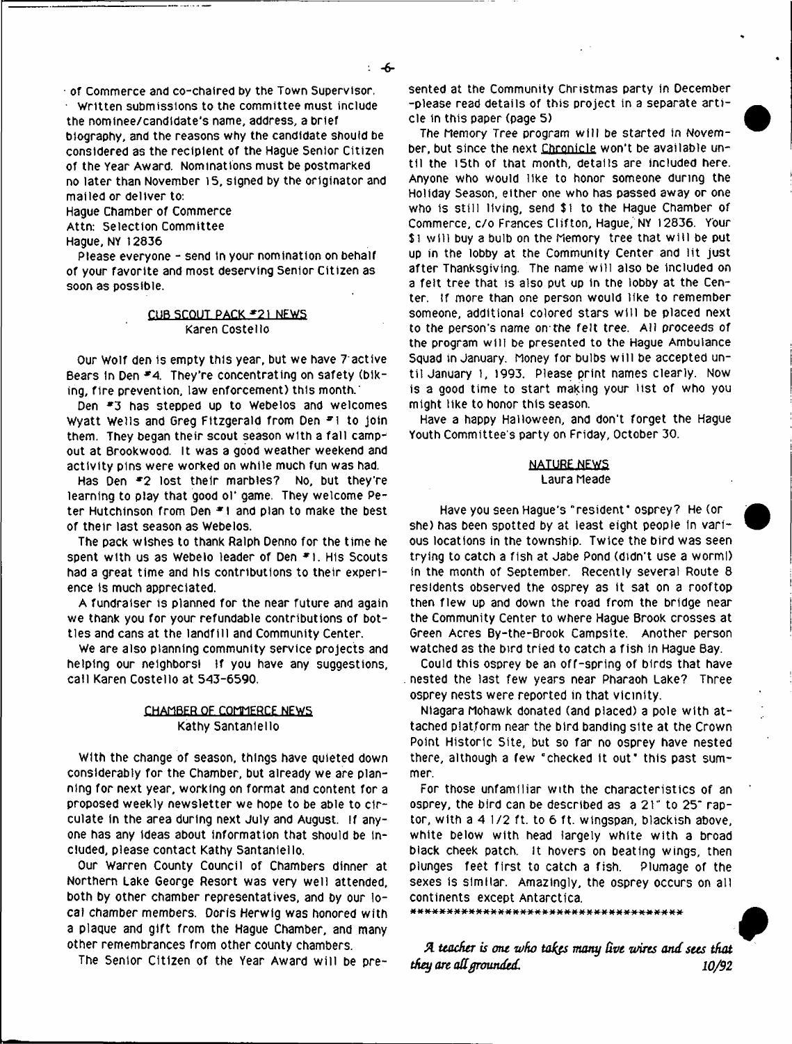of Commerce and co-chaired by the Town Supervisor.

Written submissions to the committee must include the nominee/candidate's name, address, a brief biography, and the reasons why the candidate should be considered as the recipient of the Hague Senior Citizen of the Year Award. Nominations must be postmarked no later than November 15, signed by the originator and mailed or deliver to:

Hague Chamber of Commerce
Attn: Selection Committee
Hague, NY 12836

Please everyone - send in your nomination on behalf of your favorite and most deserving Senior Citizen as soon as possible.

## CUB SCOUT PACK #21 NEWS

Karen Costello

Our Wolf den is empty this year, but we have 7 active Bears in Den #4. They're concentrating on safety (biking, fire prevention, law enforcement) this month.

Den #3 has stepped up to Webelos and welcomes Wyatt Wells and Greg Fitzgerald from Den #1 to join them. They began their scout season with a fall campout at Brookwood. It was a good weather weekend and activity pins were worked on while much fun was had.

Has Den #2 lost their marbles? No, but they're learning to play that good ol' game. They welcome Peter Hutchinson from Den #1 and plan to make the best of their last season as Webelos.

The pack wishes to thank Ralph Denno for the time he spent with us as Webelo leader of Den #1. His Scouts had a great time and his contributions to their experience is much appreciated.

A fundraiser is planned for the near future and again we thank you for your refundable contributions of bottles and cans at the landfill and Community Center.

We are also planning community service projects and helping our neighbors! If you have any suggestions, call Karen Costello at 543-6590.

## CHAMBER OF COMMERCE NEWS

Kathy Santaniello

With the change of season, things have quieted down considerably for the Chamber, but already we are planning for next year, working on format and content for a proposed weekly newsletter we hope to be able to circulate in the area during next July and August. If anyone has any ideas about information that should be included, please contact Kathy Santaniello.

Our Warren County Council of Chambers dinner at Northern Lake George Resort was very well attended, both by other chamber representatives, and by our local chamber members. Doris Herwig was honored with a plaque and gift from the Hague Chamber, and many other remembrances from other county chambers.

The Senior Citizen of the Year Award will be presented at the Community Christmas party in December -please read details of this project in a separate article in this paper (page 5)

The Memory Tree program will be started in November, but since the next Chronicle won't be available until the 15th of that month, details are included here. Anyone who would like to honor someone during the Holiday Season, either one who has passed away or one who is still living, send $1 to the Hague Chamber of Commerce, c/o Frances Clifton, Hague, NY 12836. Your $1 will buy a bulb on the Memory tree that will be put up in the lobby at the Community Center and lit just after Thanksgiving. The name will also be included on a felt tree that is also put up in the lobby at the Center. If more than one person would like to remember someone, additional colored stars will be placed next to the person's name on the felt tree. All proceeds of the program will be presented to the Hague Ambulance Squad in January. Money for bulbs will be accepted until January 1, 1993. Please print names clearly. Now is a good time to start making your list of who you might like to honor this season.

Have a happy Halloween, and don't forget the Hague Youth Committee's party on Friday, October 30.

## NATURE NEWS

Laura Meade

Have you seen Hague's "resident" osprey? He (or she) has been spotted by at least eight people in various locations in the township. Twice the bird was seen trying to catch a fish at Jabe Pond (didn't use a worm!) in the month of September. Recently several Route 8 residents observed the osprey as it sat on a rooftop then flew up and down the road from the bridge near the Community Center to where Hague Brook crosses at Green Acres By-the-Brook Campsite. Another person watched as the bird tried to catch a fish in Hague Bay.

Could this osprey be an off-spring of birds that have nested the last few years near Pharaoh Lake? Three osprey nests were reported in that vicinity.

Niagara Mohawk donated (and placed) a pole with attached platform near the bird banding site at the Crown Point Historic Site, but so far no osprey have nested there, although a few "checked it out" this past summer.

For those unfamiliar with the characteristics of an osprey, the bird can be described as a 21" to 25" raptor, with a 4 1/2 ft. to 6 ft. wingspan, blackish above, white below with head largely white with a broad black cheek patch. It hovers on beating wings, then plunges feet first to catch a fish. Plumage of the sexes is similar. Amazingly, the osprey occurs on all continents except Antarctica.

\*\*\*\*\*\*\*\*\*\*\*\*\*\*\*\*\*\*\*\*\*\*\*\*\*\*\*\*\*\*\*\*\*\*\*\*

*A teacher is one who takes many live wires and sees that they are all grounded.* 10/92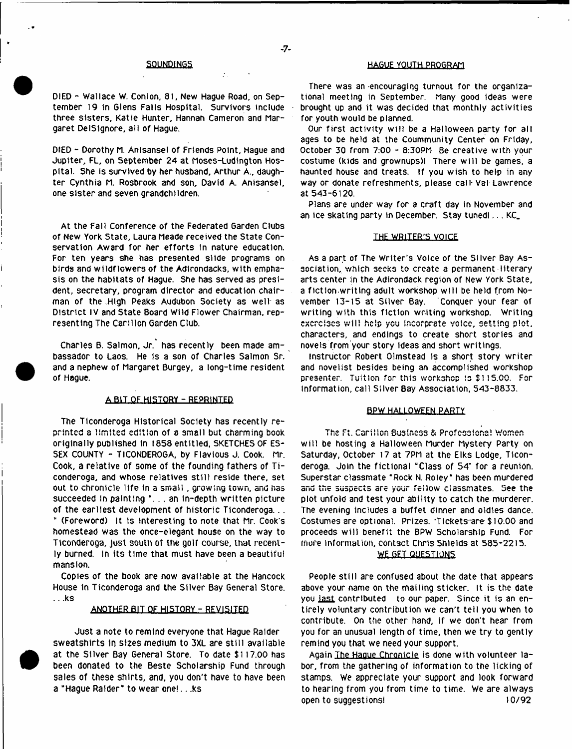## SOUNDINGS

DIED - Wallace W. Conlon, 81, New Hague Road, on September 19 in Glens Falls Hospital. Survivors include three sisters, Katie Hunter, Hannah Cameron and Margaret DelSignore, all of Hague.

DIED - Dorothy M. Anisansel of Friends Point, Hague and Jupiter, FL, on September 24 at Moses-Ludington Hospital. She is survived by her husband, Arthur A., daughter Cynthia M. Rosbrook and son, David A. Anisansel, one sister and seven grandchildren.

At the Fall Conference of the Federated Garden Clubs of New York State, Laura Meade received the State Conservation Award for her efforts in nature education. For ten years she has presented slide programs on birds and wildflowers of the Adirondacks, with emphasis on the habitats of Hague. She has served as president, secretary, program director and education chairman of the High Peaks Audubon Society as well as District IV and State Board Wild Flower Chairman, representing The Carillon Garden Club.

Charles B. Salmon, Jr. has recently been made ambassador to Laos. He is a son of Charles Salmon Sr. and a nephew of Margaret Burgey, a long-time resident of Hague.

## A BIT OF HISTORY - REPRINTED

The Ticonderoga Historical Society has recently reprinted a limited edition of a small but charming book originally published in 1858 entitled, SKETCHES OF ESSEX COUNTY - TICONDEROGA, by Flavious J. Cook. Mr. Cook, a relative of some of the founding fathers of Ticonderoga, and whose relatives still reside there, set out to chronicle life in a small, growing town, and has succeeded in painting ". . . an in-depth written picture of the earliest development of historic Ticonderoga. . . " (Foreword) It is interesting to note that Mr. Cook's homestead was the once-elegant house on the way to Ticonderoga, just south of the golf course, that recently burned. In its time that must have been a beautiful mansion.

Copies of the book are now available at the Hancock House in Ticonderoga and the Silver Bay General Store. . . .ks

## ANOTHER BIT OF HISTORY - REVISITED

Just a note to remind everyone that Hague Raider sweatshirts in sizes medium to 3XL are still available at the Silver Bay General Store. To date $117.00 has been donated to the Beste Scholarship Fund through sales of these shirts, and, you don't have to have been a "Hague Raider" to wear one!. . .ks

## HAGUE YOUTH PROGRAM

There was an encouraging turnout for the organizational meeting in September. Many good ideas were brought up and it was decided that monthly activities for youth would be planned.

Our first activity will be a Halloween party for all ages to be held at the Coummunity Center on Friday, October 30 from 7:00 - 8:30PM Be creative with your costume (kids and grownups)! There will be games, a haunted house and treats. If you wish to help in any way or donate refreshments, please call Val Lawrence at 543-6120.

Plans are under way for a craft day in November and an ice skating party in December. Stay tuned! . . . KC

## THE WRITER'S VOICE

As a part of The Writer's Voice of the Silver Bay Association, which seeks to create a permanent literary arts center in the Adirondack region of New York State, a fiction writing adult workshop will be held from November 13-15 at Silver Bay. 'Conquer your fear of writing with this fiction writing workshop. Writing exercises will help you incorporate voice, setting plot, characters, and endings to create short stories and novels from your story ideas and short writings.

Instructor Robert Olmstead is a short story writer and novelist besides being an accomplished workshop presenter. Tuition for this workshop is $115.00. For information, call Silver Bay Association, 543-8833.

## BPW HALLOWEEN PARTY

The Ft. Carillon Business & Professional Women will be hosting a Halloween Murder Mystery Party on Saturday, October 17 at 7PM at the Elks Lodge, Ticonderoga. Join the fictional "Class of 54" for a reunion. Superstar classmate "Rock N. Roley" has been murdered and the suspects are your fellow classmates. See the plot unfold and test your ability to catch the murderer. The evening includes a buffet dinner and oldies dance. Costumes are optional. Prizes. Tickets are $10.00 and proceeds will benefit the BPW Scholarship Fund. For more information, contact Chris Shields at 585-2215.

## WE GET QUESTIONS

People still are confused about the date that appears above your name on the mailing sticker. It is the date you last contributed to our paper. Since it is an entirely voluntary contribution we can't tell you when to contribute. On the other hand, if we don't hear from you for an unusual length of time, then we try to gently remind you that we need your support.

Again The Hague Chronicle is done with volunteer labor, from the gathering of information to the licking of stamps. We appreciate your support and look forward to hearing from you from time to time. We are always open to suggestions! 10/92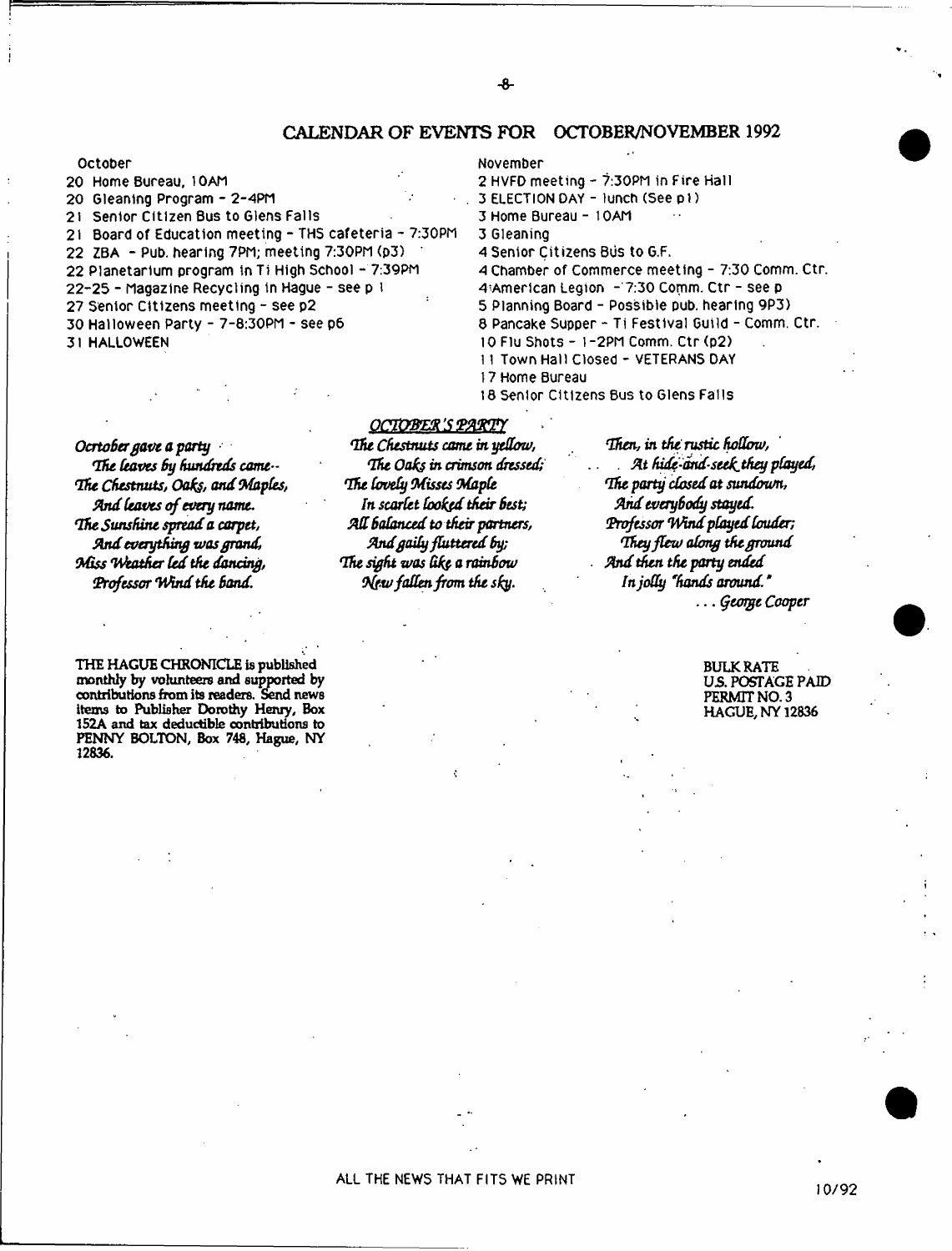## CALENDAR OF EVENTS FOR OCTOBER/NOVEMBER 1992

October

20 Home Bureau, 10AM
20 Gleaning Program - 2-4PM
21 Senior Citizen Bus to Glens Falls
21 Board of Education meeting - THS cafeteria - 7:30PM
22 ZBA - Pub. hearing 7PM; meeting 7:30PM (p3)
22 Planetarium program in Ti High School - 7:39PM
22-25 - Magazine Recycling in Hague - see p 1
27 Senior Citizens meeting - see p2
30 Halloween Party - 7-8:30PM - see p6
31 HALLOWEEN

November

2 HVFD meeting - 7:30PM in Fire Hall
3 ELECTION DAY - lunch (See p1)
3 Home Bureau - 10AM
3 Gleaning
4 Senior Citizens Bus to G.F.
4 Chamber of Commerce meeting - 7:30 Comm. Ctr.
4 American Legion - 7:30 Comm. Ctr - see p
5 Planning Board - Possible pub. hearing 9P3)
8 Pancake Supper - Ti Festival Guild - Comm. Ctr.
10 Flu Shots - 1-2PM Comm. Ctr (p2)
11 Town Hall Closed - VETERANS DAY
17 Home Bureau
18 Senior Citizens Bus to Glens Falls

### *OCTOBER'S PARTY*

*Ocrtober gave a party*
*The leaves by hundreds came--*
*The Chestnuts, Oaks, and Maples,*
*And leaves of every name.*
*The Sunshine spread a carpet,*
*And everything was grand,*
*Miss Weather led the dancing,*
*Professor Wind the band.*

*The Chestnuts came in yellow,*
*The Oaks in crimson dressed;*
*The lovely Misses Maple*
*In scarlet looked their best;*
*All balanced to their partners,*
*And gaily fluttered by;*
*The sight was like a rainbow*
*New fallen from the sky.*

*Then, in the rustic hollow,*
*At hide-and-seek they played,*
*The party closed at sundown,*
*And everybody stayed.*
*Professor Wind played louder;*
*They flew along the ground*
*And then the party ended*
*In jolly "hands around."*

*. . . George Cooper*

**THE HAGUE CHRONICLE is published monthly by volunteers and supported by contributions from its readers. Send news items to Publisher Dorothy Henry, Box 152A and tax deductible contributions to PENNY BOLTON, Box 748, Hague, NY 12836.**

BULK RATE
U.S. POSTAGE PAID
PERMIT NO. 3
HAGUE, NY 12836

ALL THE NEWS THAT FITS WE PRINT

10/92